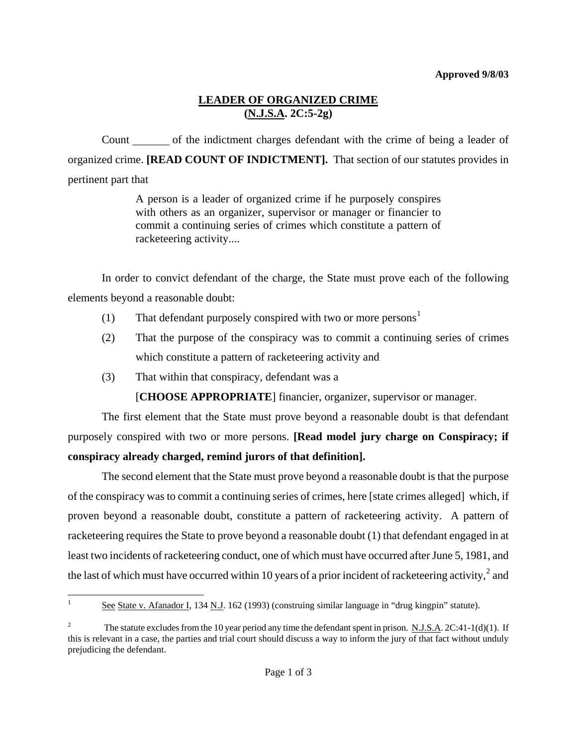**Approved 9/8/03**

# LEADER OF ORGANIZED CRIME (N.J.S.A. 2C:5-2g)

Count _______ of the indictment charges defendant with the crime of being a leader of organized crime. **[READ COUNT OF INDICTMENT].** That section of our statutes provides in pertinent part that

> A person is a leader of organized crime if he purposely conspires with others as an organizer, supervisor or manager or financier to commit a continuing series of crimes which constitute a pattern of racketeering activity....

In order to convict defendant of the charge, the State must prove each of the following elements beyond a reasonable doubt:

(1) That defendant purposely conspired with two or more persons[1]

(2) That the purpose of the conspiracy was to commit a continuing series of crimes which constitute a pattern of racketeering activity and

(3) That within that conspiracy, defendant was a

[**CHOOSE APPROPRIATE**] financier, organizer, supervisor or manager.

The first element that the State must prove beyond a reasonable doubt is that defendant purposely conspired with two or more persons. **[Read model jury charge on Conspiracy; if conspiracy already charged, remind jurors of that definition].**

The second element that the State must prove beyond a reasonable doubt is that the purpose of the conspiracy was to commit a continuing series of crimes, here [state crimes alleged] which, if proven beyond a reasonable doubt, constitute a pattern of racketeering activity. A pattern of racketeering requires the State to prove beyond a reasonable doubt (1) that defendant engaged in at least two incidents of racketeering conduct, one of which must have occurred after June 5, 1981, and the last of which must have occurred within 10 years of a prior incident of racketeering activity,[2] and

---

[1] See State v. Afanador I, 134 N.J. 162 (1993) (construing similar language in "drug kingpin" statute).

[2] The statute excludes from the 10 year period any time the defendant spent in prison. N.J.S.A. 2C:41-1(d)(1). If this is relevant in a case, the parties and trial court should discuss a way to inform the jury of that fact without unduly prejudicing the defendant.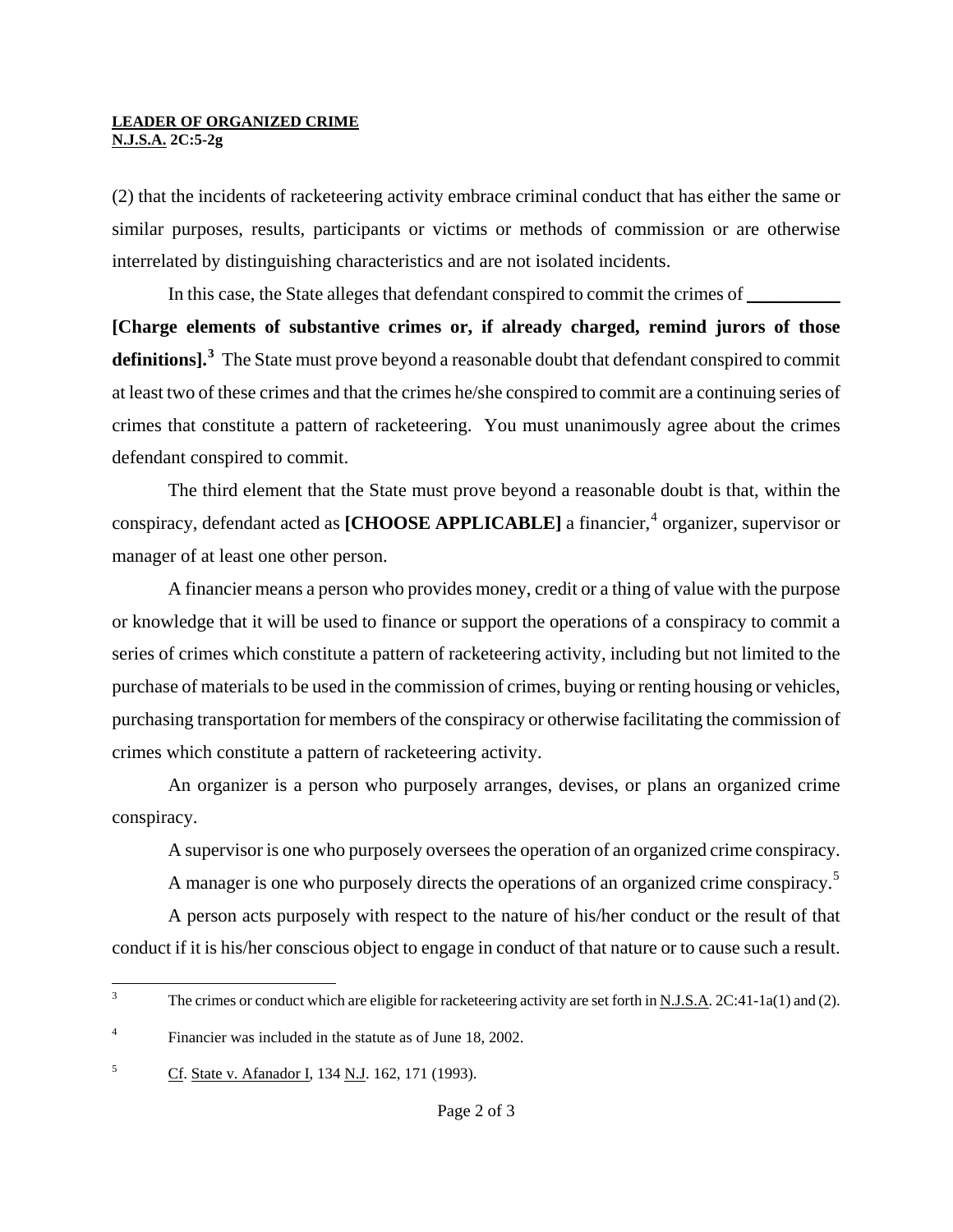(2) that the incidents of racketeering activity embrace criminal conduct that has either the same or similar purposes, results, participants or victims or methods of commission or are otherwise interrelated by distinguishing characteristics and are not isolated incidents.

In this case, the State alleges that defendant conspired to commit the crimes of __________ **[Charge elements of substantive crimes or, if already charged, remind jurors of those definitions].**[3] The State must prove beyond a reasonable doubt that defendant conspired to commit at least two of these crimes and that the crimes he/she conspired to commit are a continuing series of crimes that constitute a pattern of racketeering. You must unanimously agree about the crimes defendant conspired to commit.

The third element that the State must prove beyond a reasonable doubt is that, within the conspiracy, defendant acted as **[CHOOSE APPLICABLE]** a financier,[4] organizer, supervisor or manager of at least one other person.

A financier means a person who provides money, credit or a thing of value with the purpose or knowledge that it will be used to finance or support the operations of a conspiracy to commit a series of crimes which constitute a pattern of racketeering activity, including but not limited to the purchase of materials to be used in the commission of crimes, buying or renting housing or vehicles, purchasing transportation for members of the conspiracy or otherwise facilitating the commission of crimes which constitute a pattern of racketeering activity.

An organizer is a person who purposely arranges, devises, or plans an organized crime conspiracy.

A supervisor is one who purposely oversees the operation of an organized crime conspiracy.

A manager is one who purposely directs the operations of an organized crime conspiracy.[5]

A person acts purposely with respect to the nature of his/her conduct or the result of that conduct if it is his/her conscious object to engage in conduct of that nature or to cause such a result.

---

[3] The crimes or conduct which are eligible for racketeering activity are set forth in N.J.S.A. 2C:41-1a(1) and (2).

[4] Financier was included in the statute as of June 18, 2002.

[5] Cf. State v. Afanador I, 134 N.J. 162, 171 (1993).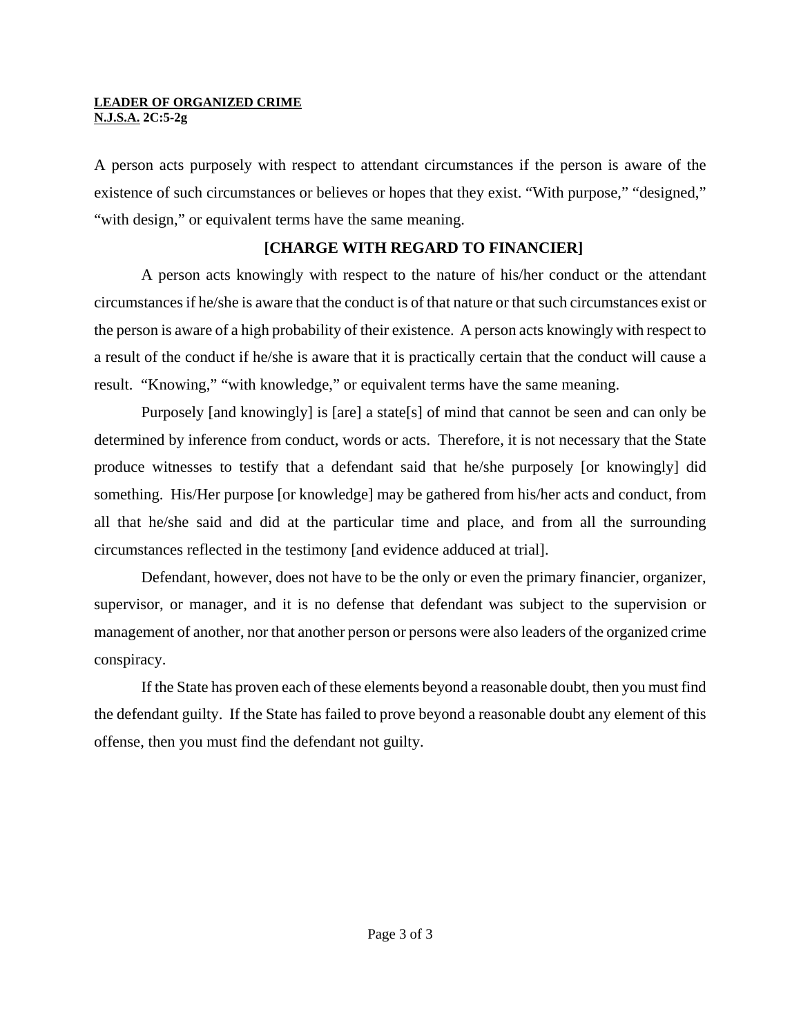A person acts purposely with respect to attendant circumstances if the person is aware of the existence of such circumstances or believes or hopes that they exist. "With purpose," "designed," "with design," or equivalent terms have the same meaning.

**[CHARGE WITH REGARD TO FINANCIER]**

A person acts knowingly with respect to the nature of his/her conduct or the attendant circumstances if he/she is aware that the conduct is of that nature or that such circumstances exist or the person is aware of a high probability of their existence. A person acts knowingly with respect to a result of the conduct if he/she is aware that it is practically certain that the conduct will cause a result. "Knowing," "with knowledge," or equivalent terms have the same meaning.

Purposely [and knowingly] is [are] a state[s] of mind that cannot be seen and can only be determined by inference from conduct, words or acts. Therefore, it is not necessary that the State produce witnesses to testify that a defendant said that he/she purposely [or knowingly] did something. His/Her purpose [or knowledge] may be gathered from his/her acts and conduct, from all that he/she said and did at the particular time and place, and from all the surrounding circumstances reflected in the testimony [and evidence adduced at trial].

Defendant, however, does not have to be the only or even the primary financier, organizer, supervisor, or manager, and it is no defense that defendant was subject to the supervision or management of another, nor that another person or persons were also leaders of the organized crime conspiracy.

If the State has proven each of these elements beyond a reasonable doubt, then you must find the defendant guilty. If the State has failed to prove beyond a reasonable doubt any element of this offense, then you must find the defendant not guilty.